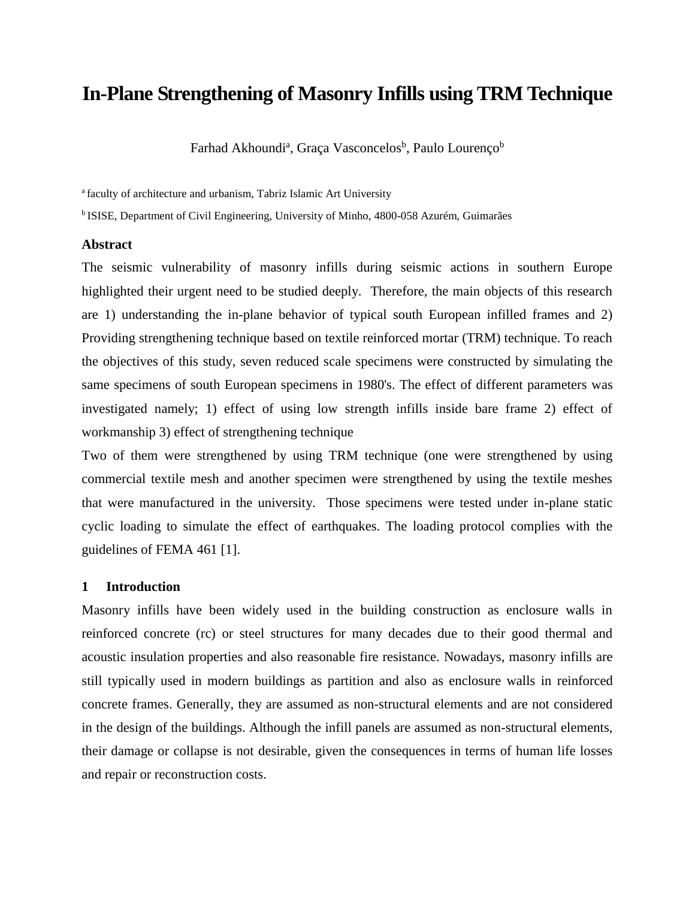# In-Plane Strengthening of Masonry Infills using TRM Technique

Farhad Akhoundi[a], Graça Vasconcelos[b], Paulo Lourenço[b]

[a] faculty of architecture and urbanism, Tabriz Islamic Art University

[b] ISISE, Department of Civil Engineering, University of Minho, 4800-058 Azurém, Guimarães

### Abstract

The seismic vulnerability of masonry infills during seismic actions in southern Europe highlighted their urgent need to be studied deeply. Therefore, the main objects of this research are 1) understanding the in-plane behavior of typical south European infilled frames and 2) Providing strengthening technique based on textile reinforced mortar (TRM) technique. To reach the objectives of this study, seven reduced scale specimens were constructed by simulating the same specimens of south European specimens in 1980's. The effect of different parameters was investigated namely; 1) effect of using low strength infills inside bare frame 2) effect of workmanship 3) effect of strengthening technique

Two of them were strengthened by using TRM technique (one were strengthened by using commercial textile mesh and another specimen were strengthened by using the textile meshes that were manufactured in the university. Those specimens were tested under in-plane static cyclic loading to simulate the effect of earthquakes. The loading protocol complies with the guidelines of FEMA 461 [1].

## 1 Introduction

Masonry infills have been widely used in the building construction as enclosure walls in reinforced concrete (rc) or steel structures for many decades due to their good thermal and acoustic insulation properties and also reasonable fire resistance. Nowadays, masonry infills are still typically used in modern buildings as partition and also as enclosure walls in reinforced concrete frames. Generally, they are assumed as non-structural elements and are not considered in the design of the buildings. Although the infill panels are assumed as non-structural elements, their damage or collapse is not desirable, given the consequences in terms of human life losses and repair or reconstruction costs.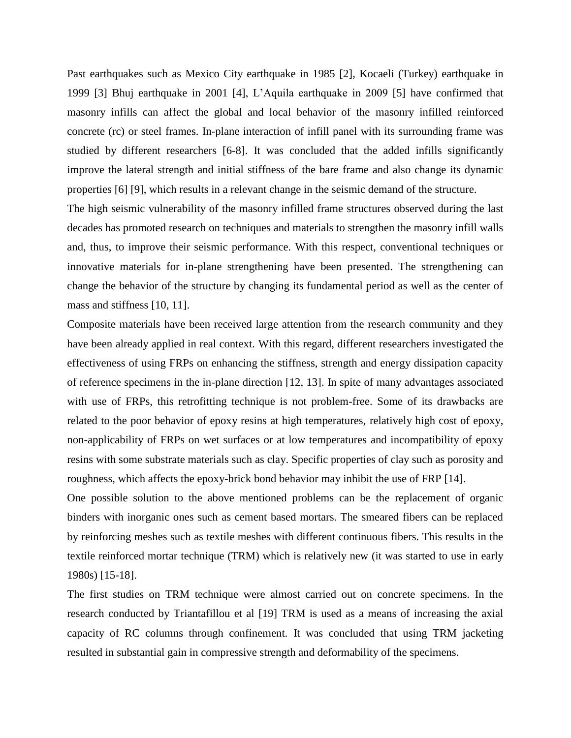Past earthquakes such as Mexico City earthquake in 1985 [2], Kocaeli (Turkey) earthquake in 1999 [3] Bhuj earthquake in 2001 [4], L'Aquila earthquake in 2009 [5] have confirmed that masonry infills can affect the global and local behavior of the masonry infilled reinforced concrete (rc) or steel frames. In-plane interaction of infill panel with its surrounding frame was studied by different researchers [6-8]. It was concluded that the added infills significantly improve the lateral strength and initial stiffness of the bare frame and also change its dynamic properties [6] [9], which results in a relevant change in the seismic demand of the structure.

The high seismic vulnerability of the masonry infilled frame structures observed during the last decades has promoted research on techniques and materials to strengthen the masonry infill walls and, thus, to improve their seismic performance. With this respect, conventional techniques or innovative materials for in-plane strengthening have been presented. The strengthening can change the behavior of the structure by changing its fundamental period as well as the center of mass and stiffness [10, 11].

Composite materials have been received large attention from the research community and they have been already applied in real context. With this regard, different researchers investigated the effectiveness of using FRPs on enhancing the stiffness, strength and energy dissipation capacity of reference specimens in the in-plane direction [12, 13]. In spite of many advantages associated with use of FRPs, this retrofitting technique is not problem-free. Some of its drawbacks are related to the poor behavior of epoxy resins at high temperatures, relatively high cost of epoxy, non-applicability of FRPs on wet surfaces or at low temperatures and incompatibility of epoxy resins with some substrate materials such as clay. Specific properties of clay such as porosity and roughness, which affects the epoxy-brick bond behavior may inhibit the use of FRP [14].

One possible solution to the above mentioned problems can be the replacement of organic binders with inorganic ones such as cement based mortars. The smeared fibers can be replaced by reinforcing meshes such as textile meshes with different continuous fibers. This results in the textile reinforced mortar technique (TRM) which is relatively new (it was started to use in early 1980s) [15-18].

The first studies on TRM technique were almost carried out on concrete specimens. In the research conducted by Triantafillou et al [19] TRM is used as a means of increasing the axial capacity of RC columns through confinement. It was concluded that using TRM jacketing resulted in substantial gain in compressive strength and deformability of the specimens.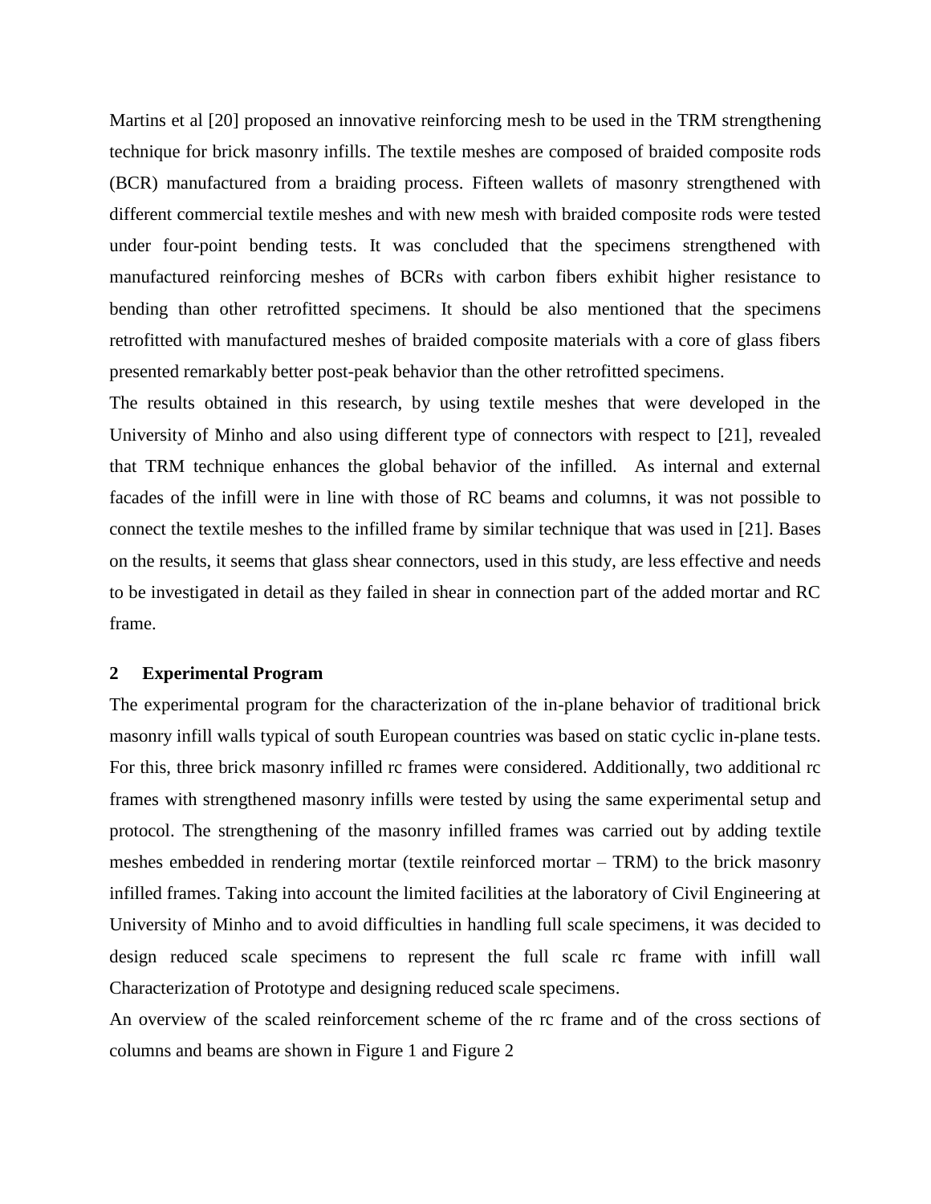Martins et al [20] proposed an innovative reinforcing mesh to be used in the TRM strengthening technique for brick masonry infills. The textile meshes are composed of braided composite rods (BCR) manufactured from a braiding process. Fifteen wallets of masonry strengthened with different commercial textile meshes and with new mesh with braided composite rods were tested under four-point bending tests. It was concluded that the specimens strengthened with manufactured reinforcing meshes of BCRs with carbon fibers exhibit higher resistance to bending than other retrofitted specimens. It should be also mentioned that the specimens retrofitted with manufactured meshes of braided composite materials with a core of glass fibers presented remarkably better post-peak behavior than the other retrofitted specimens.

The results obtained in this research, by using textile meshes that were developed in the University of Minho and also using different type of connectors with respect to [21], revealed that TRM technique enhances the global behavior of the infilled. As internal and external facades of the infill were in line with those of RC beams and columns, it was not possible to connect the textile meshes to the infilled frame by similar technique that was used in [21]. Bases on the results, it seems that glass shear connectors, used in this study, are less effective and needs to be investigated in detail as they failed in shear in connection part of the added mortar and RC frame.

## 2 Experimental Program

The experimental program for the characterization of the in-plane behavior of traditional brick masonry infill walls typical of south European countries was based on static cyclic in-plane tests. For this, three brick masonry infilled rc frames were considered. Additionally, two additional rc frames with strengthened masonry infills were tested by using the same experimental setup and protocol. The strengthening of the masonry infilled frames was carried out by adding textile meshes embedded in rendering mortar (textile reinforced mortar – TRM) to the brick masonry infilled frames. Taking into account the limited facilities at the laboratory of Civil Engineering at University of Minho and to avoid difficulties in handling full scale specimens, it was decided to design reduced scale specimens to represent the full scale rc frame with infill wall Characterization of Prototype and designing reduced scale specimens.

An overview of the scaled reinforcement scheme of the rc frame and of the cross sections of columns and beams are shown in Figure 1 and Figure 2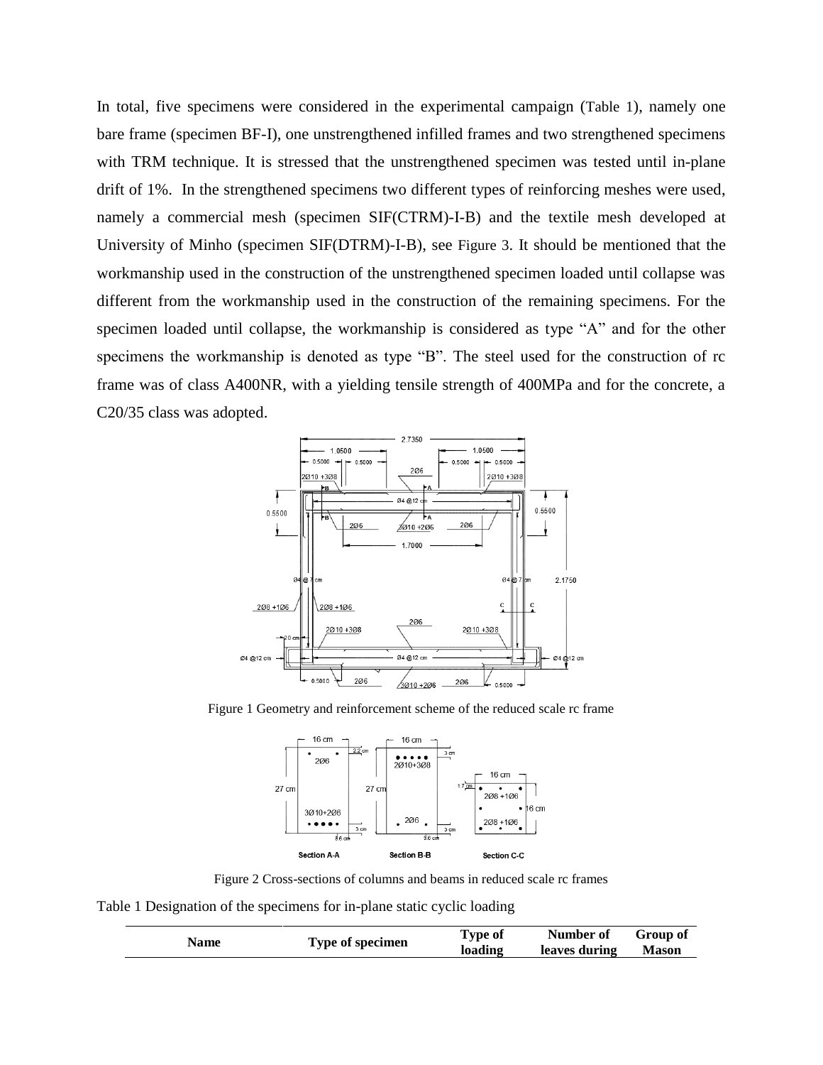In total, five specimens were considered in the experimental campaign (Table 1), namely one bare frame (specimen BF-I), one unstrengthened infilled frames and two strengthened specimens with TRM technique. It is stressed that the unstrengthened specimen was tested until in-plane drift of 1%. In the strengthened specimens two different types of reinforcing meshes were used, namely a commercial mesh (specimen SIF(CTRM)-I-B) and the textile mesh developed at University of Minho (specimen SIF(DTRM)-I-B), see Figure 3. It should be mentioned that the workmanship used in the construction of the unstrengthened specimen loaded until collapse was different from the workmanship used in the construction of the remaining specimens. For the specimen loaded until collapse, the workmanship is considered as type "A" and for the other specimens the workmanship is denoted as type "B". The steel used for the construction of rc frame was of class A400NR, with a yielding tensile strength of 400MPa and for the concrete, a C20/35 class was adopted.

Figure 1 Geometry and reinforcement scheme of the reduced scale rc frame

Figure 2 Cross-sections of columns and beams in reduced scale rc frames

Table 1 Designation of the specimens for in-plane static cyclic loading

| Name | Type of specimen | Type of loading | Number of leaves during | Group of Mason |
|---|---|---|---|---|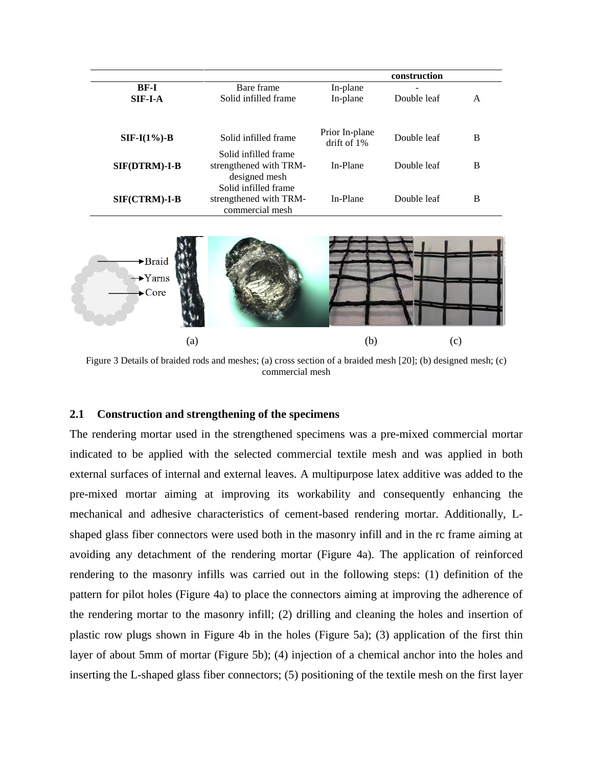|  |  |  | construction |  |
|---|---|---|---|---|
| **BF-I** | Bare frame | In-plane | - |  |
| **SIF-I-A** | Solid infilled frame | In-plane | Double leaf | A |
| **SIF-I(1%)-B** | Solid infilled frame | Prior In-plane drift of 1% | Double leaf | B |
| **SIF(DTRM)-I-B** | Solid infilled frame strengthened with TRM-designed mesh | In-Plane | Double leaf | B |
| **SIF(CTRM)-I-B** | Solid infilled frame strengthened with TRM-commercial mesh | In-Plane | Double leaf | B |

Figure 3 Details of braided rods and meshes; (a) cross section of a braided mesh [20]; (b) designed mesh; (c) commercial mesh

## 2.1 Construction and strengthening of the specimens

The rendering mortar used in the strengthened specimens was a pre-mixed commercial mortar indicated to be applied with the selected commercial textile mesh and was applied in both external surfaces of internal and external leaves. A multipurpose latex additive was added to the pre-mixed mortar aiming at improving its workability and consequently enhancing the mechanical and adhesive characteristics of cement-based rendering mortar. Additionally, L-shaped glass fiber connectors were used both in the masonry infill and in the rc frame aiming at avoiding any detachment of the rendering mortar (Figure 4a). The application of reinforced rendering to the masonry infills was carried out in the following steps: (1) definition of the pattern for pilot holes (Figure 4a) to place the connectors aiming at improving the adherence of the rendering mortar to the masonry infill; (2) drilling and cleaning the holes and insertion of plastic row plugs shown in Figure 4b in the holes (Figure 5a); (3) application of the first thin layer of about 5mm of mortar (Figure 5b); (4) injection of a chemical anchor into the holes and inserting the L-shaped glass fiber connectors; (5) positioning of the textile mesh on the first layer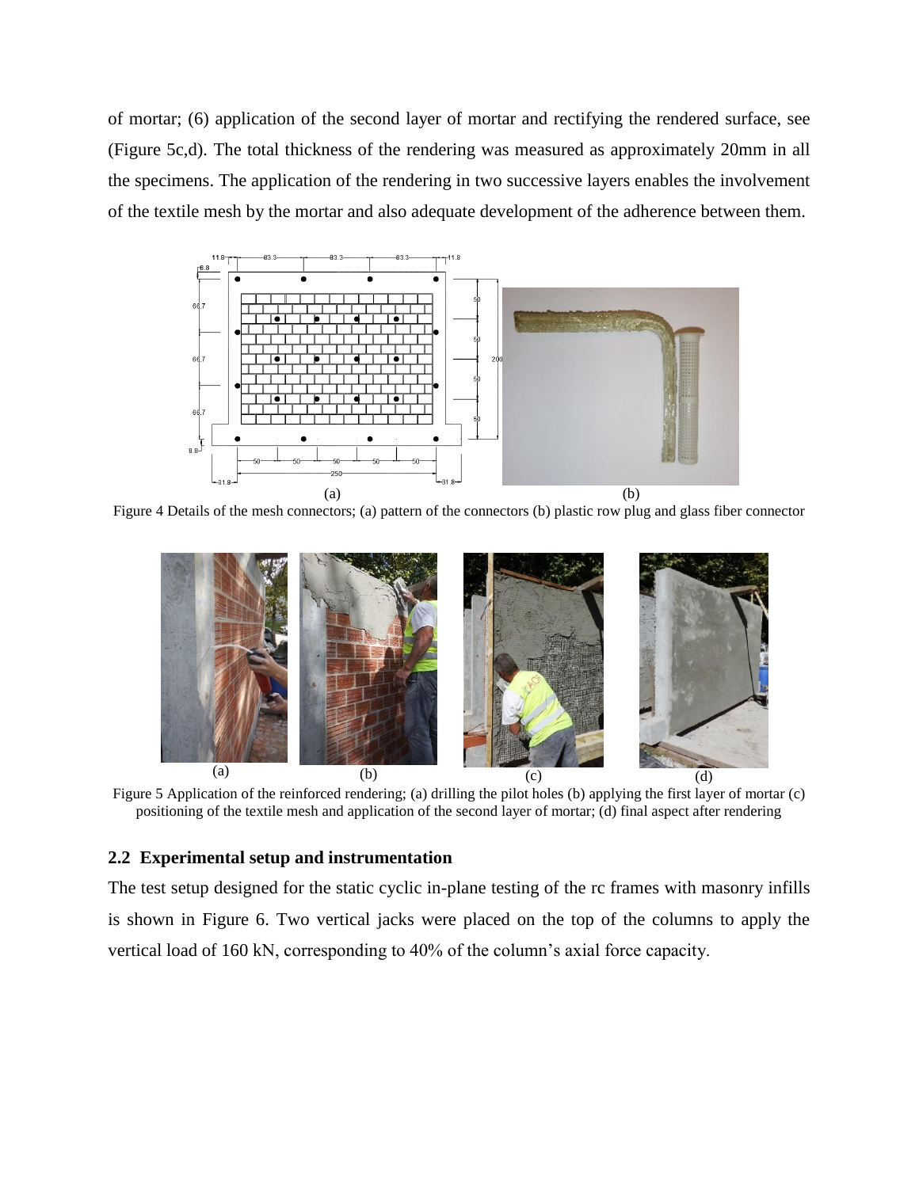of mortar; (6) application of the second layer of mortar and rectifying the rendered surface, see (Figure 5c,d). The total thickness of the rendering was measured as approximately 20mm in all the specimens. The application of the rendering in two successive layers enables the involvement of the textile mesh by the mortar and also adequate development of the adherence between them.

Figure 4 Details of the mesh connectors; (a) pattern of the connectors (b) plastic row plug and glass fiber connector

Figure 5 Application of the reinforced rendering; (a) drilling the pilot holes (b) applying the first layer of mortar (c) positioning of the textile mesh and application of the second layer of mortar; (d) final aspect after rendering

## 2.2 Experimental setup and instrumentation

The test setup designed for the static cyclic in-plane testing of the rc frames with masonry infills is shown in Figure 6. Two vertical jacks were placed on the top of the columns to apply the vertical load of 160 kN, corresponding to 40% of the column's axial force capacity.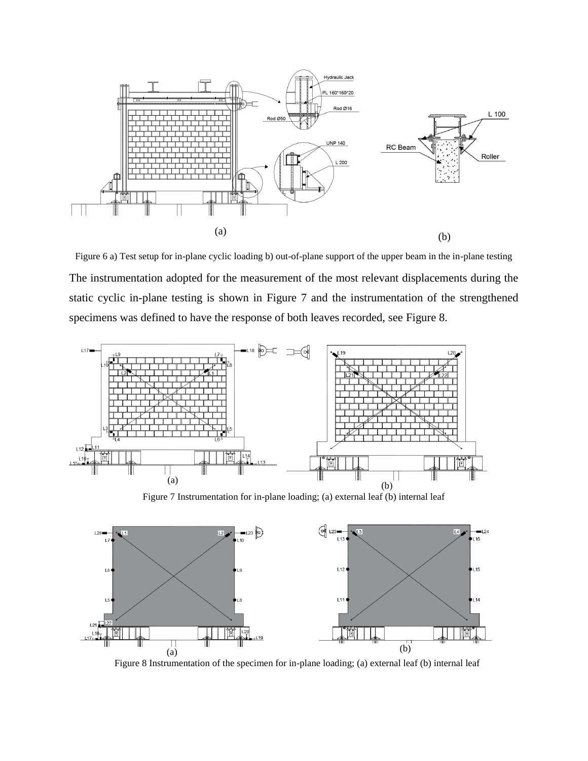Figure 6 a) Test setup for in-plane cyclic loading b) out-of-plane support of the upper beam in the in-plane testing

The instrumentation adopted for the measurement of the most relevant displacements during the static cyclic in-plane testing is shown in Figure 7 and the instrumentation of the strengthened specimens was defined to have the response of both leaves recorded, see Figure 8.

Figure 7 Instrumentation for in-plane loading; (a) external leaf (b) internal leaf

Figure 8 Instrumentation of the specimen for in-plane loading; (a) external leaf (b) internal leaf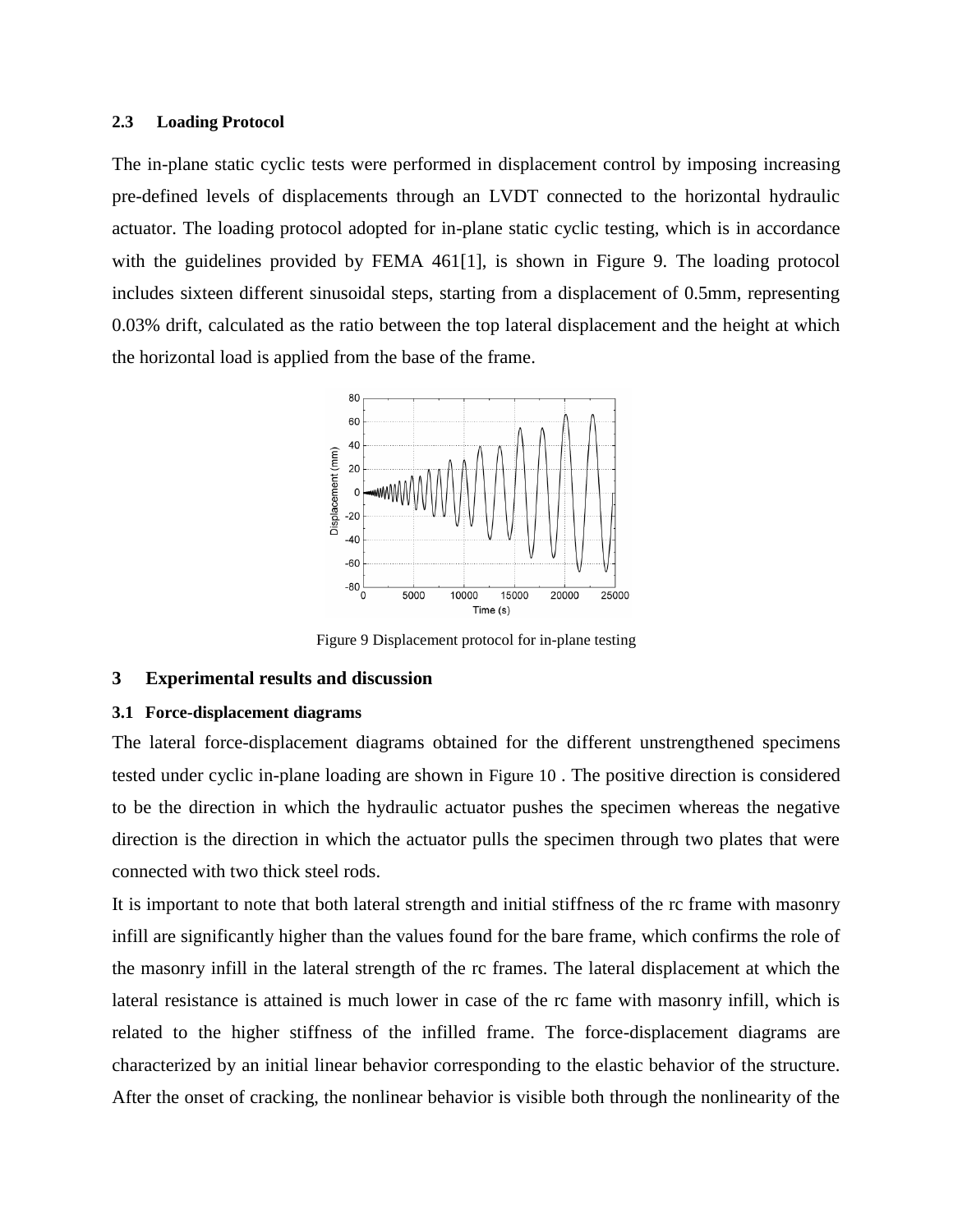### 2.3 Loading Protocol

The in-plane static cyclic tests were performed in displacement control by imposing increasing pre-defined levels of displacements through an LVDT connected to the horizontal hydraulic actuator. The loading protocol adopted for in-plane static cyclic testing, which is in accordance with the guidelines provided by FEMA 461[1], is shown in Figure 9. The loading protocol includes sixteen different sinusoidal steps, starting from a displacement of 0.5mm, representing 0.03% drift, calculated as the ratio between the top lateral displacement and the height at which the horizontal load is applied from the base of the frame.

Figure 9 Displacement protocol for in-plane testing

## 3 Experimental results and discussion

### 3.1 Force-displacement diagrams

The lateral force-displacement diagrams obtained for the different unstrengthened specimens tested under cyclic in-plane loading are shown in Figure 10 . The positive direction is considered to be the direction in which the hydraulic actuator pushes the specimen whereas the negative direction is the direction in which the actuator pulls the specimen through two plates that were connected with two thick steel rods.

It is important to note that both lateral strength and initial stiffness of the rc frame with masonry infill are significantly higher than the values found for the bare frame, which confirms the role of the masonry infill in the lateral strength of the rc frames. The lateral displacement at which the lateral resistance is attained is much lower in case of the rc fame with masonry infill, which is related to the higher stiffness of the infilled frame. The force-displacement diagrams are characterized by an initial linear behavior corresponding to the elastic behavior of the structure. After the onset of cracking, the nonlinear behavior is visible both through the nonlinearity of the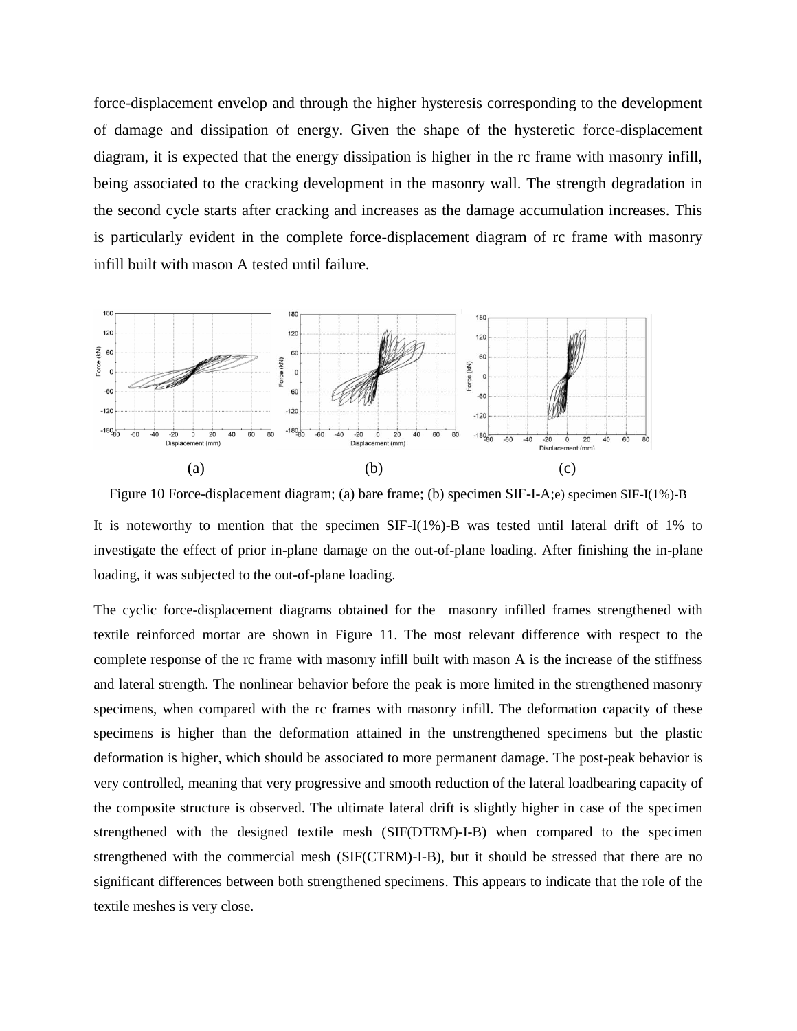force-displacement envelop and through the higher hysteresis corresponding to the development of damage and dissipation of energy. Given the shape of the hysteretic force-displacement diagram, it is expected that the energy dissipation is higher in the rc frame with masonry infill, being associated to the cracking development in the masonry wall. The strength degradation in the second cycle starts after cracking and increases as the damage accumulation increases. This is particularly evident in the complete force-displacement diagram of rc frame with masonry infill built with mason A tested until failure.

(a) (b) (c)

Figure 10 Force-displacement diagram; (a) bare frame; (b) specimen SIF-I-A;e) specimen SIF-I(1%)-B

It is noteworthy to mention that the specimen SIF-I(1%)-B was tested until lateral drift of 1% to investigate the effect of prior in-plane damage on the out-of-plane loading. After finishing the in-plane loading, it was subjected to the out-of-plane loading.

The cyclic force-displacement diagrams obtained for the masonry infilled frames strengthened with textile reinforced mortar are shown in Figure 11. The most relevant difference with respect to the complete response of the rc frame with masonry infill built with mason A is the increase of the stiffness and lateral strength. The nonlinear behavior before the peak is more limited in the strengthened masonry specimens, when compared with the rc frames with masonry infill. The deformation capacity of these specimens is higher than the deformation attained in the unstrengthened specimens but the plastic deformation is higher, which should be associated to more permanent damage. The post-peak behavior is very controlled, meaning that very progressive and smooth reduction of the lateral loadbearing capacity of the composite structure is observed. The ultimate lateral drift is slightly higher in case of the specimen strengthened with the designed textile mesh (SIF(DTRM)-I-B) when compared to the specimen strengthened with the commercial mesh (SIF(CTRM)-I-B), but it should be stressed that there are no significant differences between both strengthened specimens. This appears to indicate that the role of the textile meshes is very close.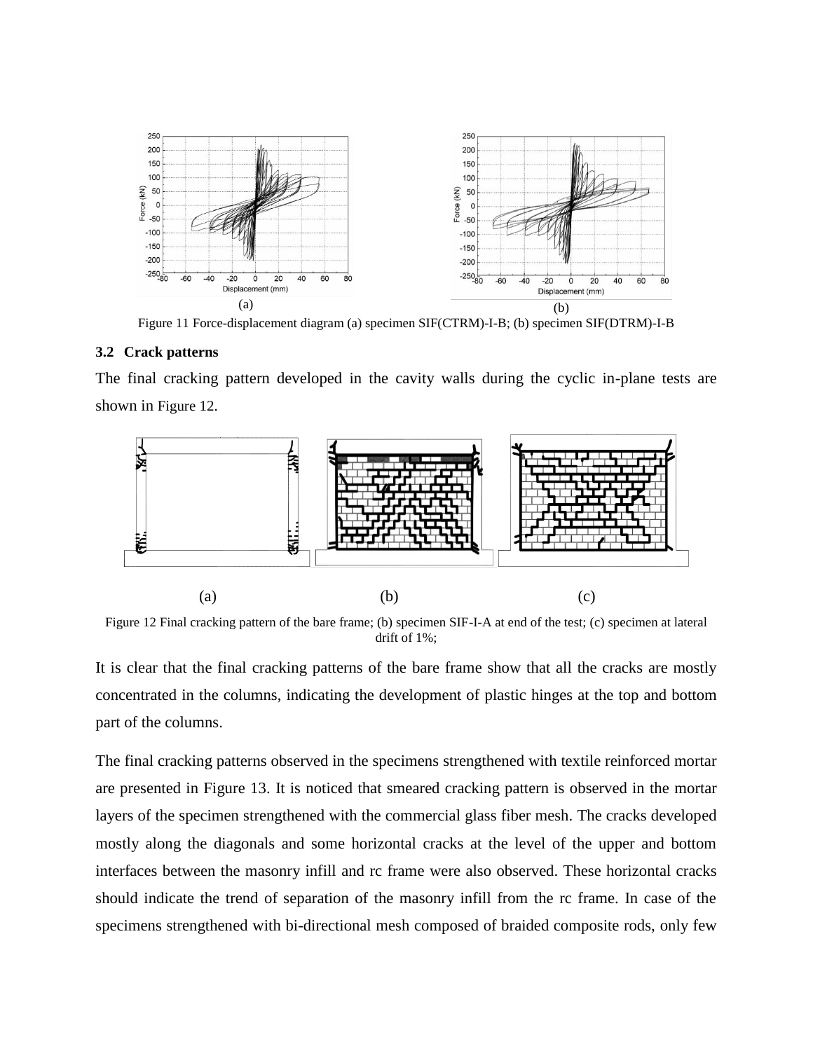Figure 11 Force-displacement diagram (a) specimen SIF(CTRM)-I-B; (b) specimen SIF(DTRM)-I-B

### 3.2 Crack patterns

The final cracking pattern developed in the cavity walls during the cyclic in-plane tests are shown in Figure 12.

Figure 12 Final cracking pattern of the bare frame; (b) specimen SIF-I-A at end of the test; (c) specimen at lateral drift of 1%;

It is clear that the final cracking patterns of the bare frame show that all the cracks are mostly concentrated in the columns, indicating the development of plastic hinges at the top and bottom part of the columns.

The final cracking patterns observed in the specimens strengthened with textile reinforced mortar are presented in Figure 13. It is noticed that smeared cracking pattern is observed in the mortar layers of the specimen strengthened with the commercial glass fiber mesh. The cracks developed mostly along the diagonals and some horizontal cracks at the level of the upper and bottom interfaces between the masonry infill and rc frame were also observed. These horizontal cracks should indicate the trend of separation of the masonry infill from the rc frame. In case of the specimens strengthened with bi-directional mesh composed of braided composite rods, only few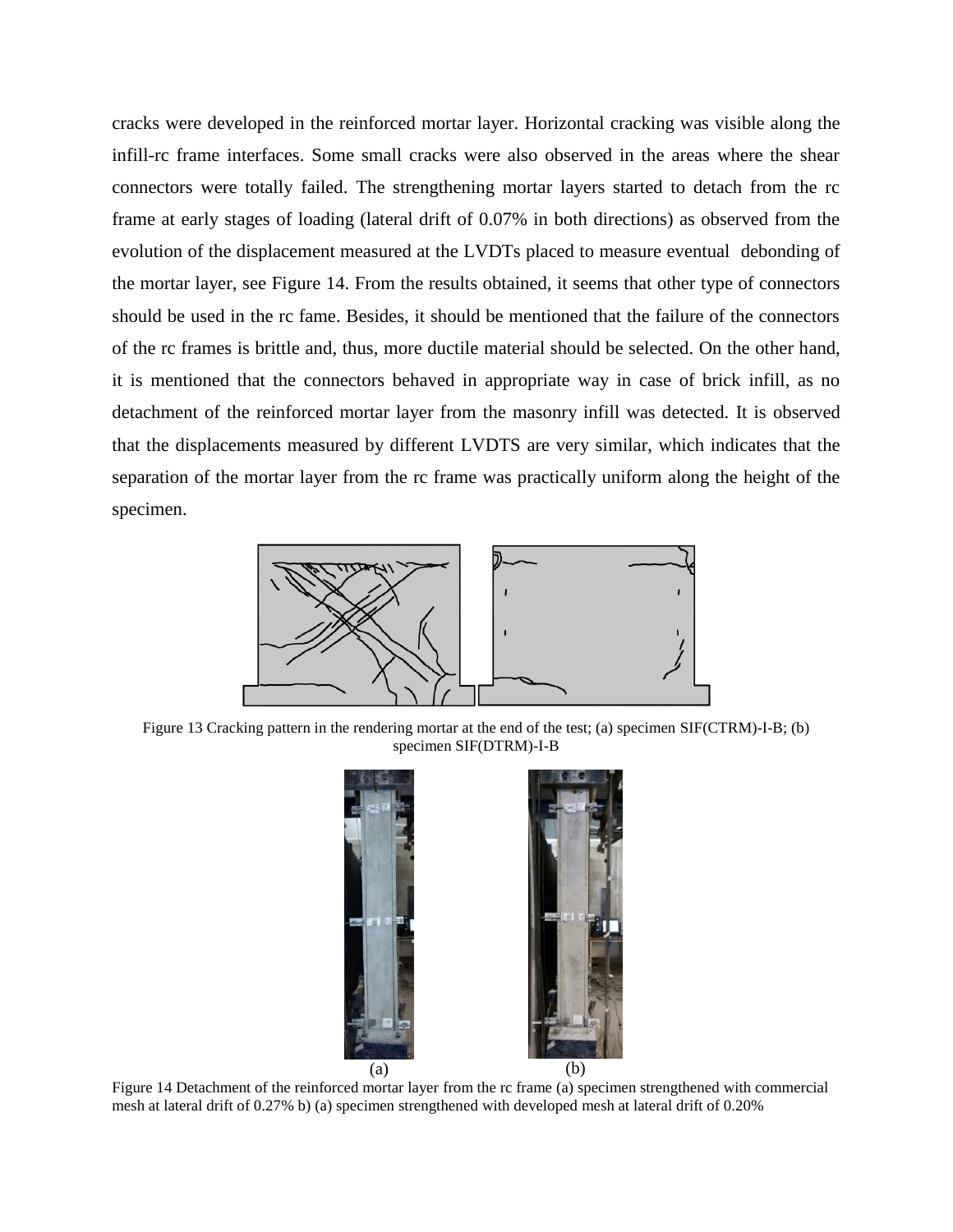cracks were developed in the reinforced mortar layer. Horizontal cracking was visible along the infill-rc frame interfaces. Some small cracks were also observed in the areas where the shear connectors were totally failed. The strengthening mortar layers started to detach from the rc frame at early stages of loading (lateral drift of 0.07% in both directions) as observed from the evolution of the displacement measured at the LVDTs placed to measure eventual debonding of the mortar layer, see Figure 14. From the results obtained, it seems that other type of connectors should be used in the rc fame. Besides, it should be mentioned that the failure of the connectors of the rc frames is brittle and, thus, more ductile material should be selected. On the other hand, it is mentioned that the connectors behaved in appropriate way in case of brick infill, as no detachment of the reinforced mortar layer from the masonry infill was detected. It is observed that the displacements measured by different LVDTS are very similar, which indicates that the separation of the mortar layer from the rc frame was practically uniform along the height of the specimen.

Figure 13 Cracking pattern in the rendering mortar at the end of the test; (a) specimen SIF(CTRM)-I-B; (b) specimen SIF(DTRM)-I-B

(a) (b)

Figure 14 Detachment of the reinforced mortar layer from the rc frame (a) specimen strengthened with commercial mesh at lateral drift of 0.27% b) (a) specimen strengthened with developed mesh at lateral drift of 0.20%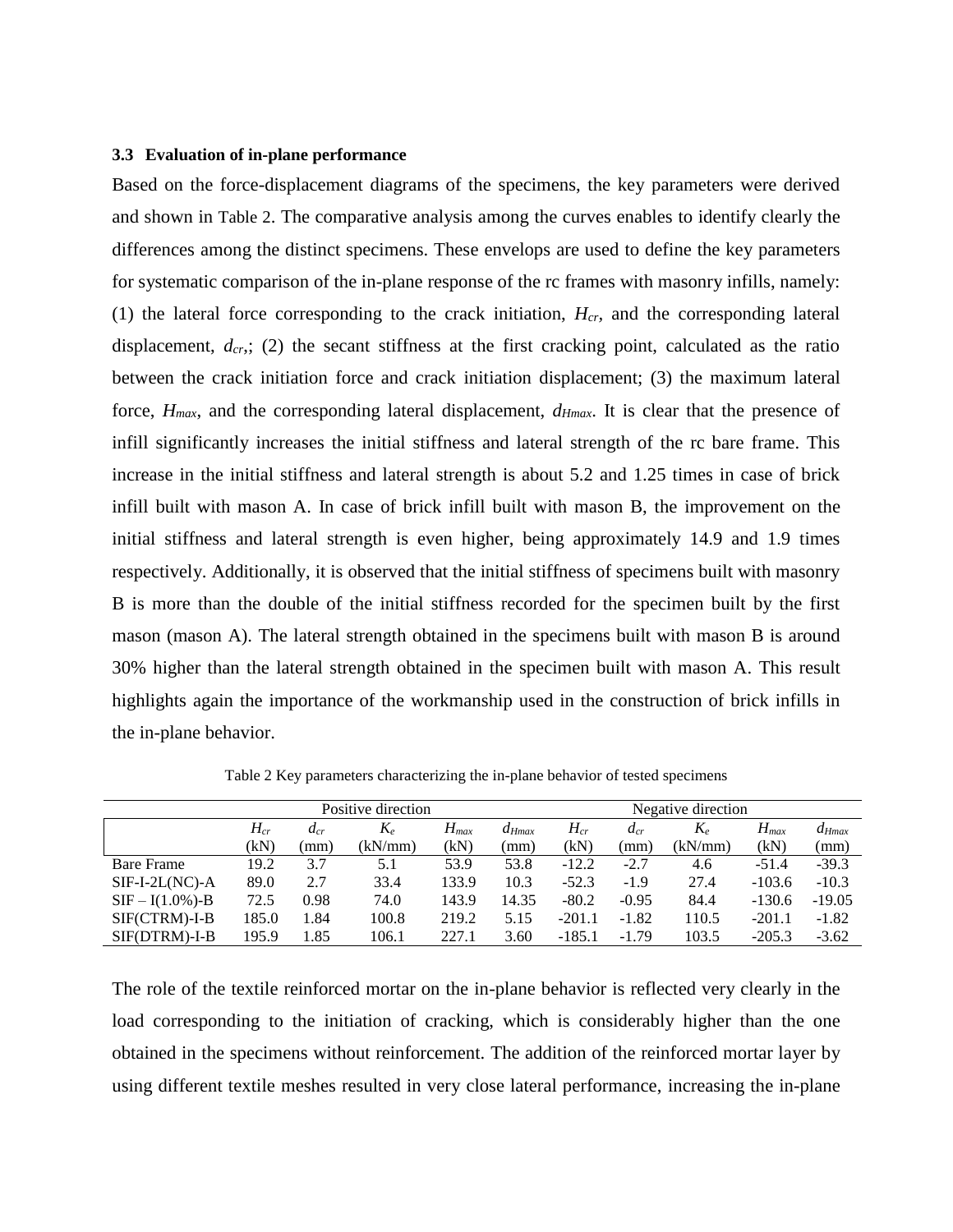### 3.3 Evaluation of in-plane performance

Based on the force-displacement diagrams of the specimens, the key parameters were derived and shown in Table 2. The comparative analysis among the curves enables to identify clearly the differences among the distinct specimens. These envelops are used to define the key parameters for systematic comparison of the in-plane response of the rc frames with masonry infills, namely: (1) the lateral force corresponding to the crack initiation, $H_{cr}$, and the corresponding lateral displacement, $d_{cr}$,; (2) the secant stiffness at the first cracking point, calculated as the ratio between the crack initiation force and crack initiation displacement; (3) the maximum lateral force, $H_{max}$, and the corresponding lateral displacement, $d_{Hmax}$. It is clear that the presence of infill significantly increases the initial stiffness and lateral strength of the rc bare frame. This increase in the initial stiffness and lateral strength is about 5.2 and 1.25 times in case of brick infill built with mason A. In case of brick infill built with mason B, the improvement on the initial stiffness and lateral strength is even higher, being approximately 14.9 and 1.9 times respectively. Additionally, it is observed that the initial stiffness of specimens built with masonry B is more than the double of the initial stiffness recorded for the specimen built by the first mason (mason A). The lateral strength obtained in the specimens built with mason B is around 30% higher than the lateral strength obtained in the specimen built with mason A. This result highlights again the importance of the workmanship used in the construction of brick infills in the in-plane behavior.

Table 2 Key parameters characterizing the in-plane behavior of tested specimens

| | Positive direction | | | | | Negative direction | | | | |
|---|---|---|---|---|---|---|---|---|---|---|
| | $H_{cr}$ (kN) | $d_{cr}$ (mm) | $K_e$ (kN/mm) | $H_{max}$ (kN) | $d_{Hmax}$ (mm) | $H_{cr}$ (kN) | $d_{cr}$ (mm) | $K_e$ (kN/mm) | $H_{max}$ (kN) | $d_{Hmax}$ (mm) |
| Bare Frame | 19.2 | 3.7 | 5.1 | 53.9 | 53.8 | -12.2 | -2.7 | 4.6 | -51.4 | -39.3 |
| SIF-I-2L(NC)-A | 89.0 | 2.7 | 33.4 | 133.9 | 10.3 | -52.3 | -1.9 | 27.4 | -103.6 | -10.3 |
| SIF – I(1.0%)-B | 72.5 | 0.98 | 74.0 | 143.9 | 14.35 | -80.2 | -0.95 | 84.4 | -130.6 | -19.05 |
| SIF(CTRM)-I-B | 185.0 | 1.84 | 100.8 | 219.2 | 5.15 | -201.1 | -1.82 | 110.5 | -201.1 | -1.82 |
| SIF(DTRM)-I-B | 195.9 | 1.85 | 106.1 | 227.1 | 3.60 | -185.1 | -1.79 | 103.5 | -205.3 | -3.62 |

The role of the textile reinforced mortar on the in-plane behavior is reflected very clearly in the load corresponding to the initiation of cracking, which is considerably higher than the one obtained in the specimens without reinforcement. The addition of the reinforced mortar layer by using different textile meshes resulted in very close lateral performance, increasing the in-plane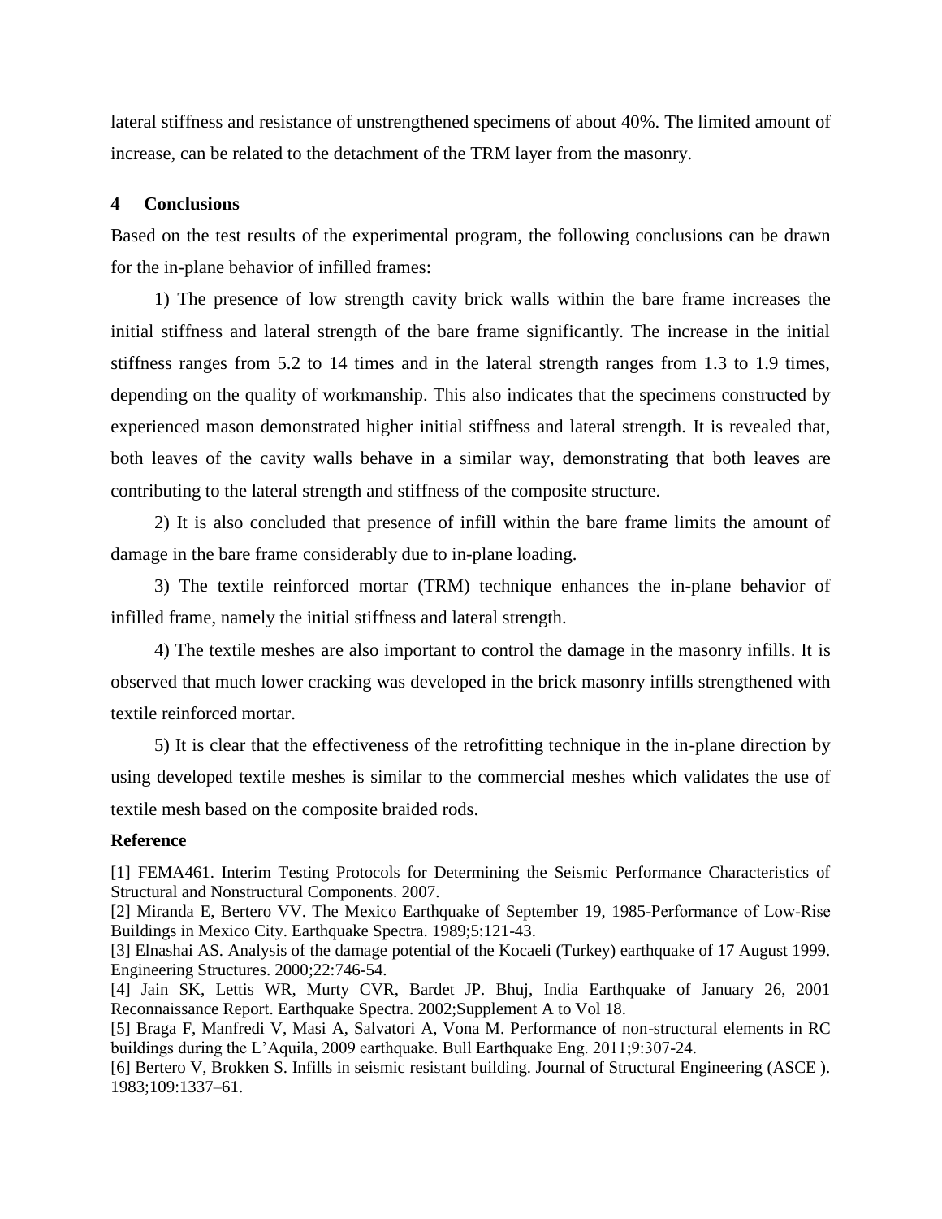lateral stiffness and resistance of unstrengthened specimens of about 40%. The limited amount of increase, can be related to the detachment of the TRM layer from the masonry.

## 4 Conclusions

Based on the test results of the experimental program, the following conclusions can be drawn for the in-plane behavior of infilled frames:

1) The presence of low strength cavity brick walls within the bare frame increases the initial stiffness and lateral strength of the bare frame significantly. The increase in the initial stiffness ranges from 5.2 to 14 times and in the lateral strength ranges from 1.3 to 1.9 times, depending on the quality of workmanship. This also indicates that the specimens constructed by experienced mason demonstrated higher initial stiffness and lateral strength. It is revealed that, both leaves of the cavity walls behave in a similar way, demonstrating that both leaves are contributing to the lateral strength and stiffness of the composite structure.

2) It is also concluded that presence of infill within the bare frame limits the amount of damage in the bare frame considerably due to in-plane loading.

3) The textile reinforced mortar (TRM) technique enhances the in-plane behavior of infilled frame, namely the initial stiffness and lateral strength.

4) The textile meshes are also important to control the damage in the masonry infills. It is observed that much lower cracking was developed in the brick masonry infills strengthened with textile reinforced mortar.

5) It is clear that the effectiveness of the retrofitting technique in the in-plane direction by using developed textile meshes is similar to the commercial meshes which validates the use of textile mesh based on the composite braided rods.

**Reference**

[1] FEMA461. Interim Testing Protocols for Determining the Seismic Performance Characteristics of Structural and Nonstructural Components. 2007.

[2] Miranda E, Bertero VV. The Mexico Earthquake of September 19, 1985-Performance of Low-Rise Buildings in Mexico City. Earthquake Spectra. 1989;5:121-43.

[3] Elnashai AS. Analysis of the damage potential of the Kocaeli (Turkey) earthquake of 17 August 1999. Engineering Structures. 2000;22:746-54.

[4] Jain SK, Lettis WR, Murty CVR, Bardet JP. Bhuj, India Earthquake of January 26, 2001 Reconnaissance Report. Earthquake Spectra. 2002;Supplement A to Vol 18.

[5] Braga F, Manfredi V, Masi A, Salvatori A, Vona M. Performance of non-structural elements in RC buildings during the L'Aquila, 2009 earthquake. Bull Earthquake Eng. 2011;9:307-24.

[6] Bertero V, Brokken S. Infills in seismic resistant building. Journal of Structural Engineering (ASCE ). 1983;109:1337–61.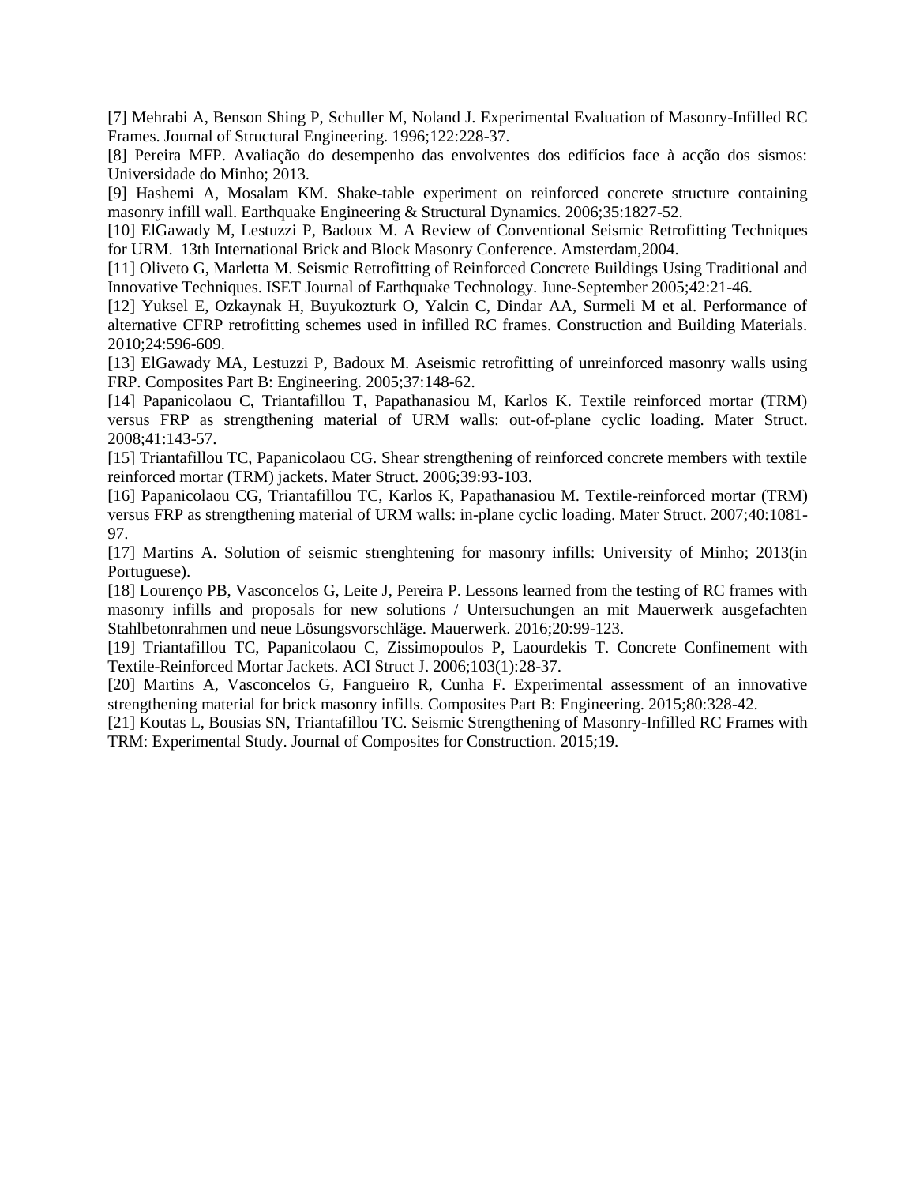[7] Mehrabi A, Benson Shing P, Schuller M, Noland J. Experimental Evaluation of Masonry-Infilled RC Frames. Journal of Structural Engineering. 1996;122:228-37.

[8] Pereira MFP. Avaliação do desempenho das envolventes dos edifícios face à acção dos sismos: Universidade do Minho; 2013.

[9] Hashemi A, Mosalam KM. Shake-table experiment on reinforced concrete structure containing masonry infill wall. Earthquake Engineering & Structural Dynamics. 2006;35:1827-52.

[10] ElGawady M, Lestuzzi P, Badoux M. A Review of Conventional Seismic Retrofitting Techniques for URM. 13th International Brick and Block Masonry Conference. Amsterdam,2004.

[11] Oliveto G, Marletta M. Seismic Retrofitting of Reinforced Concrete Buildings Using Traditional and Innovative Techniques. ISET Journal of Earthquake Technology. June-September 2005;42:21-46.

[12] Yuksel E, Ozkaynak H, Buyukozturk O, Yalcin C, Dindar AA, Surmeli M et al. Performance of alternative CFRP retrofitting schemes used in infilled RC frames. Construction and Building Materials. 2010;24:596-609.

[13] ElGawady MA, Lestuzzi P, Badoux M. Aseismic retrofitting of unreinforced masonry walls using FRP. Composites Part B: Engineering. 2005;37:148-62.

[14] Papanicolaou C, Triantafillou T, Papathanasiou M, Karlos K. Textile reinforced mortar (TRM) versus FRP as strengthening material of URM walls: out-of-plane cyclic loading. Mater Struct. 2008;41:143-57.

[15] Triantafillou TC, Papanicolaou CG. Shear strengthening of reinforced concrete members with textile reinforced mortar (TRM) jackets. Mater Struct. 2006;39:93-103.

[16] Papanicolaou CG, Triantafillou TC, Karlos K, Papathanasiou M. Textile-reinforced mortar (TRM) versus FRP as strengthening material of URM walls: in-plane cyclic loading. Mater Struct. 2007;40:1081-97.

[17] Martins A. Solution of seismic strenghtening for masonry infills: University of Minho; 2013(in Portuguese).

[18] Lourenço PB, Vasconcelos G, Leite J, Pereira P. Lessons learned from the testing of RC frames with masonry infills and proposals for new solutions / Untersuchungen an mit Mauerwerk ausgefachten Stahlbetonrahmen und neue Lösungsvorschläge. Mauerwerk. 2016;20:99-123.

[19] Triantafillou TC, Papanicolaou C, Zissimopoulos P, Laourdekis T. Concrete Confinement with Textile-Reinforced Mortar Jackets. ACI Struct J. 2006;103(1):28-37.

[20] Martins A, Vasconcelos G, Fangueiro R, Cunha F. Experimental assessment of an innovative strengthening material for brick masonry infills. Composites Part B: Engineering. 2015;80:328-42.

[21] Koutas L, Bousias SN, Triantafillou TC. Seismic Strengthening of Masonry-Infilled RC Frames with TRM: Experimental Study. Journal of Composites for Construction. 2015;19.